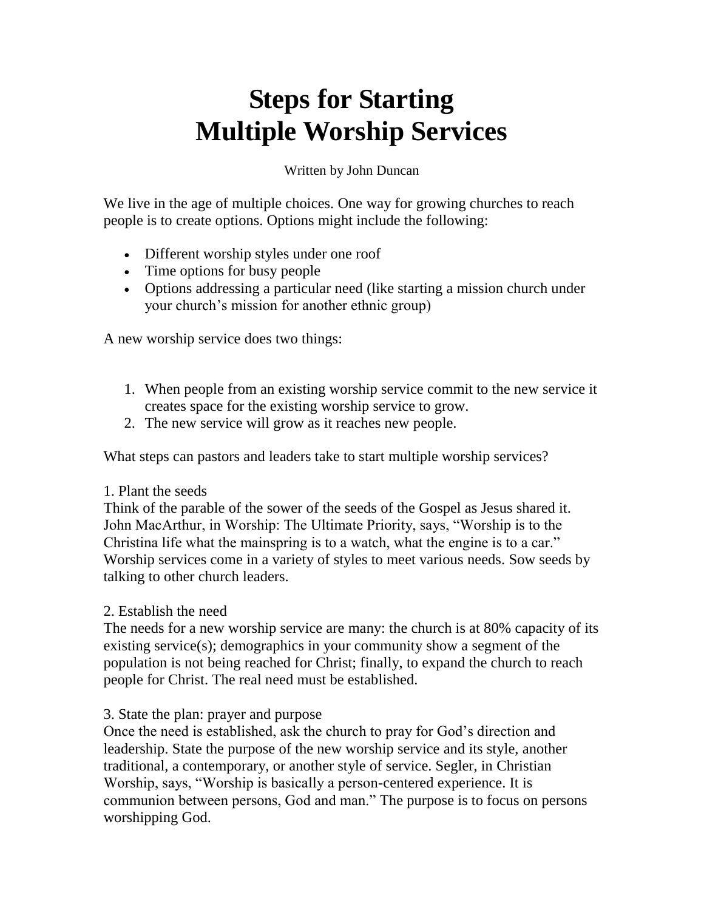# Steps for Starting Multiple Worship Services

Written by John Duncan

We live in the age of multiple choices. One way for growing churches to reach people is to create options. Options might include the following:

- Different worship styles under one roof
- Time options for busy people
- Options addressing a particular need (like starting a mission church under your church's mission for another ethnic group)

A new worship service does two things:

1. When people from an existing worship service commit to the new service it creates space for the existing worship service to grow.
2. The new service will grow as it reaches new people.

What steps can pastors and leaders take to start multiple worship services?

1. Plant the seeds
Think of the parable of the sower of the seeds of the Gospel as Jesus shared it. John MacArthur, in Worship: The Ultimate Priority, says, "Worship is to the Christina life what the mainspring is to a watch, what the engine is to a car." Worship services come in a variety of styles to meet various needs. Sow seeds by talking to other church leaders.

2. Establish the need
The needs for a new worship service are many: the church is at 80% capacity of its existing service(s); demographics in your community show a segment of the population is not being reached for Christ; finally, to expand the church to reach people for Christ. The real need must be established.

3. State the plan: prayer and purpose
Once the need is established, ask the church to pray for God's direction and leadership. State the purpose of the new worship service and its style, another traditional, a contemporary, or another style of service. Segler, in Christian Worship, says, "Worship is basically a person-centered experience. It is communion between persons, God and man." The purpose is to focus on persons worshipping God.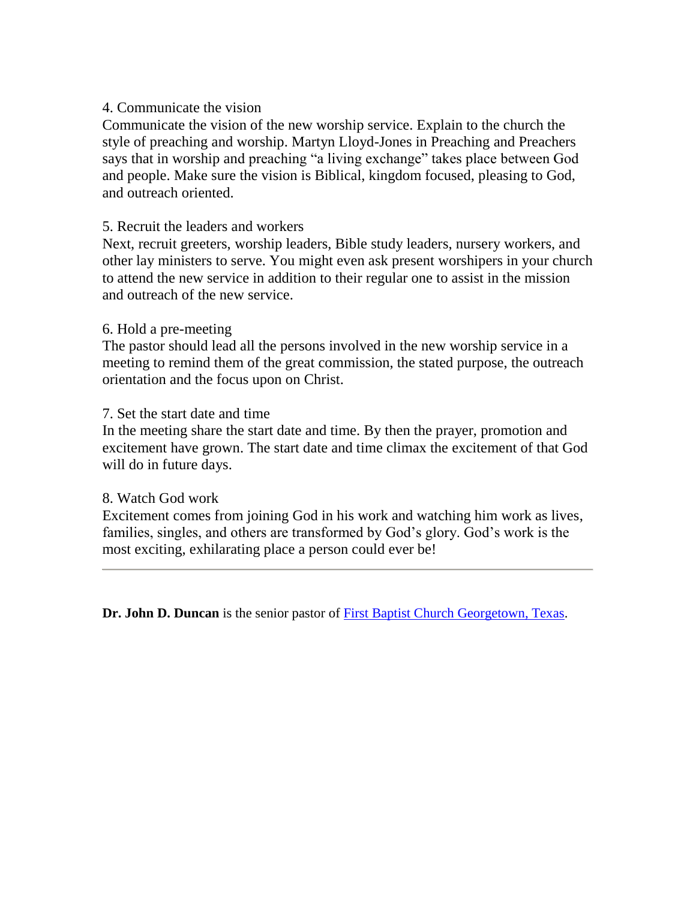4. Communicate the vision
Communicate the vision of the new worship service. Explain to the church the style of preaching and worship. Martyn Lloyd-Jones in Preaching and Preachers says that in worship and preaching “a living exchange” takes place between God and people. Make sure the vision is Biblical, kingdom focused, pleasing to God, and outreach oriented.

5. Recruit the leaders and workers
Next, recruit greeters, worship leaders, Bible study leaders, nursery workers, and other lay ministers to serve. You might even ask present worshipers in your church to attend the new service in addition to their regular one to assist in the mission and outreach of the new service.

6. Hold a pre-meeting
The pastor should lead all the persons involved in the new worship service in a meeting to remind them of the great commission, the stated purpose, the outreach orientation and the focus upon on Christ.

7. Set the start date and time
In the meeting share the start date and time. By then the prayer, promotion and excitement have grown. The start date and time climax the excitement of that God will do in future days.

8. Watch God work
Excitement comes from joining God in his work and watching him work as lives, families, singles, and others are transformed by God’s glory. God’s work is the most exciting, exhilarating place a person could ever be!

---

**Dr. John D. Duncan** is the senior pastor of First Baptist Church Georgetown, Texas.